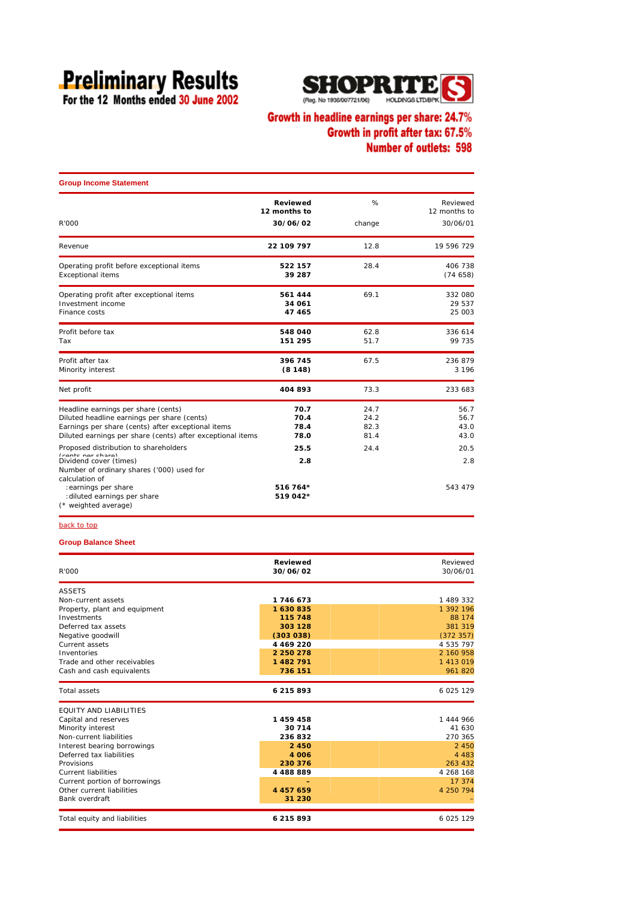# Preliminary Results

For the 12 Months ended 30 June 2002

SHOPRITE HOLDINGS LTD/BPK (Reg. No 1936/007721/06)

**Growth in headline earnings per share: 24.7%**
**Growth in profit after tax: 67.5%**
**Number of outlets: 598**

## Group Income Statement

| R'000 | Reviewed 12 months to 30/06/02 | % change | Reviewed 12 months to 30/06/01 |
|---|---|---|---|
| Revenue | **22 109 797** | 12.8 | 19 596 729 |
| Operating profit before exceptional items | **522 157** | 28.4 | 406 738 |
| Exceptional items | **39 287** | | (74 658) |
| Operating profit after exceptional items | **561 444** | 69.1 | 332 080 |
| Investment income | **34 061** | | 29 537 |
| Finance costs | **47 465** | | 25 003 |
| Profit before tax | **548 040** | 62.8 | 336 614 |
| Tax | **151 295** | 51.7 | 99 735 |
| Profit after tax | **396 745** | 67.5 | 236 879 |
| Minority interest | **(8 148)** | | 3 196 |
| Net profit | **404 893** | 73.3 | 233 683 |
| Headline earnings per share (cents) | **70.7** | 24.7 | 56.7 |
| Diluted headline earnings per share (cents) | **70.4** | 24.2 | 56.7 |
| Earnings per share (cents) after exceptional items | **78.4** | 82.3 | 43.0 |
| Diluted earnings per share (cents) after exceptional items | **78.0** | 81.4 | 43.0 |
| Proposed distribution to shareholders (cents per share) | **25.5** | 24.4 | 20.5 |
| Dividend cover (times) | **2.8** | | 2.8 |
| Number of ordinary shares ('000) used for calculation of | | | |
| :earnings per share | **516 764*** | | 543 479 |
| :diluted earnings per share | **519 042*** | | |
| (* weighted average) | | | |

back to top

## Group Balance Sheet

| R'000 | Reviewed 30/06/02 | Reviewed 30/06/01 |
|---|---|---|
| ASSETS | | |
| Non-current assets | **1 746 673** | 1 489 332 |
| Property, plant and equipment | **1 630 835** | 1 392 196 |
| Investments | **115 748** | 88 174 |
| Deferred tax assets | **303 128** | 381 319 |
| Negative goodwill | **(303 038)** | (372 357) |
| Current assets | **4 469 220** | 4 535 797 |
| Inventories | **2 250 278** | 2 160 958 |
| Trade and other receivables | **1 482 791** | 1 413 019 |
| Cash and cash equivalents | **736 151** | 961 820 |
| Total assets | **6 215 893** | 6 025 129 |
| EQUITY AND LIABILITIES | | |
| Capital and reserves | **1 459 458** | 1 444 966 |
| Minority interest | **30 714** | 41 630 |
| Non-current liabilities | **236 832** | 270 365 |
| Interest bearing borrowings | **2 450** | 2 450 |
| Deferred tax liabilities | **4 006** | 4 483 |
| Provisions | **230 376** | 263 432 |
| Current liabilities | **4 488 889** | 4 268 168 |
| Current portion of borrowings | **-** | 17 374 |
| Other current liabilities | **4 457 659** | 4 250 794 |
| Bank overdraft | **31 230** | - |
| Total equity and liabilities | **6 215 893** | 6 025 129 |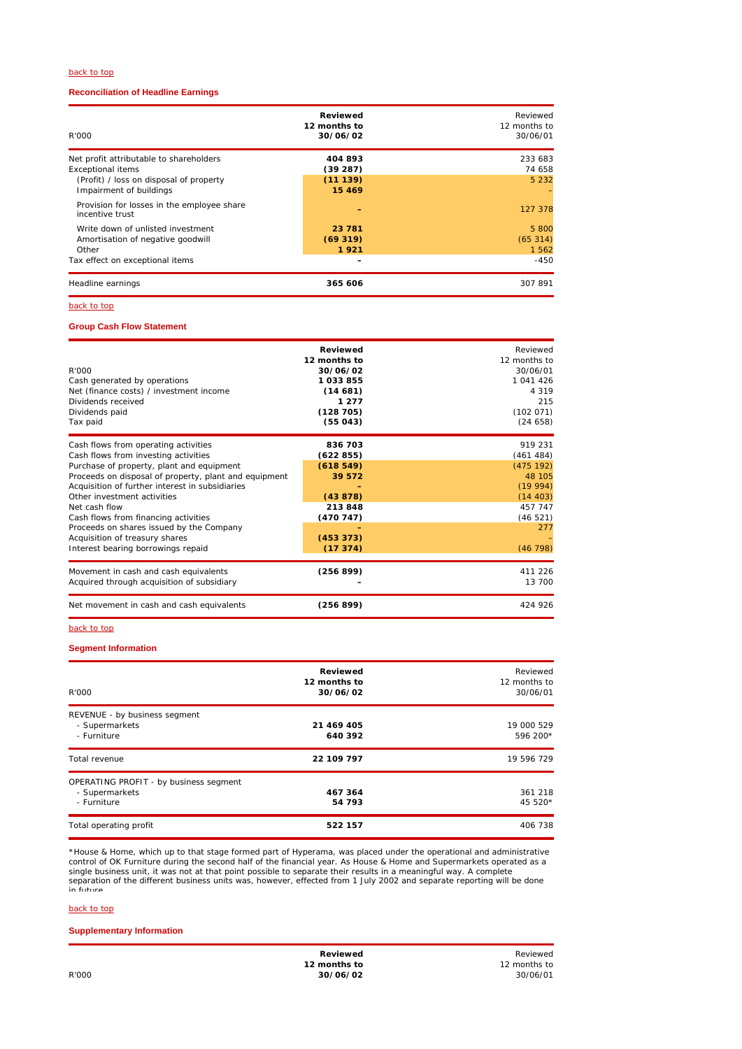back to top

### Reconciliation of Headline Earnings

| R'000 | **Reviewed 12 months to 30/06/02** | Reviewed 12 months to 30/06/01 |
|---|---|---|
| Net profit attributable to shareholders | **404 893** | 233 683 |
| Exceptional items | **(39 287)** | 74 658 |
| (Profit) / loss on disposal of property | **(11 139)** | 5 232 |
| Impairment of buildings | **15 469** | – |
| Provision for losses in the employee share incentive trust | **–** | 127 378 |
| Write down of unlisted investment | **23 781** | 5 800 |
| Amortisation of negative goodwill | **(69 319)** | (65 314) |
| Other | **1 921** | 1 562 |
| Tax effect on exceptional items | **–** | -450 |
| Headline earnings | **365 606** | 307 891 |

back to top

### Group Cash Flow Statement

| R'000 | **Reviewed 12 months to 30/06/02** | Reviewed 12 months to 30/06/01 |
|---|---|---|
| Cash generated by operations | **1 033 855** | 1 041 426 |
| Net (finance costs) / investment income | **(14 681)** | 4 319 |
| Dividends received | **1 277** | 215 |
| Dividends paid | **(128 705)** | (102 071) |
| Tax paid | **(55 043)** | (24 658) |
| Cash flows from operating activities | **836 703** | 919 231 |
| Cash flows from investing activities | **(622 855)** | (461 484) |
| Purchase of property, plant and equipment | **(618 549)** | (475 192) |
| Proceeds on disposal of property, plant and equipment | **39 572** | 48 105 |
| Acquisition of further interest in subsidiaries | **–** | (19 994) |
| Other investment activities | **(43 878)** | (14 403) |
| Net cash flow | **213 848** | 457 747 |
| Cash flows from financing activities | **(470 747)** | (46 521) |
| Proceeds on shares issued by the Company | **–** | 277 |
| Acquisition of treasury shares | **(453 373)** | – |
| Interest bearing borrowings repaid | **(17 374)** | (46 798) |
| Movement in cash and cash equivalents | **(256 899)** | 411 226 |
| Acquired through acquisition of subsidiary | **–** | 13 700 |
| Net movement in cash and cash equivalents | **(256 899)** | 424 926 |

back to top

### Segment Information

| R'000 | **Reviewed 12 months to 30/06/02** | Reviewed 12 months to 30/06/01 |
|---|---|---|
| REVENUE - by business segment | | |
| - Supermarkets | **21 469 405** | 19 000 529 |
| - Furniture | **640 392** | 596 200* |
| Total revenue | **22 109 797** | 19 596 729 |
| OPERATING PROFIT - by business segment | | |
| - Supermarkets | **467 364** | 361 218 |
| - Furniture | **54 793** | 45 520* |
| Total operating profit | **522 157** | 406 738 |

*House & Home, which up to that stage formed part of Hyperama, was placed under the operational and administrative control of OK Furniture during the second half of the financial year. As House & Home and Supermarkets operated as a single business unit, it was not at that point possible to separate their results in a meaningful way. A complete separation of the different business units was, however, effected from 1 July 2002 and separate reporting will be done in future.

back to top

### Supplementary Information

| R'000 | **Reviewed 12 months to 30/06/02** | Reviewed 12 months to 30/06/01 |
|---|---|---|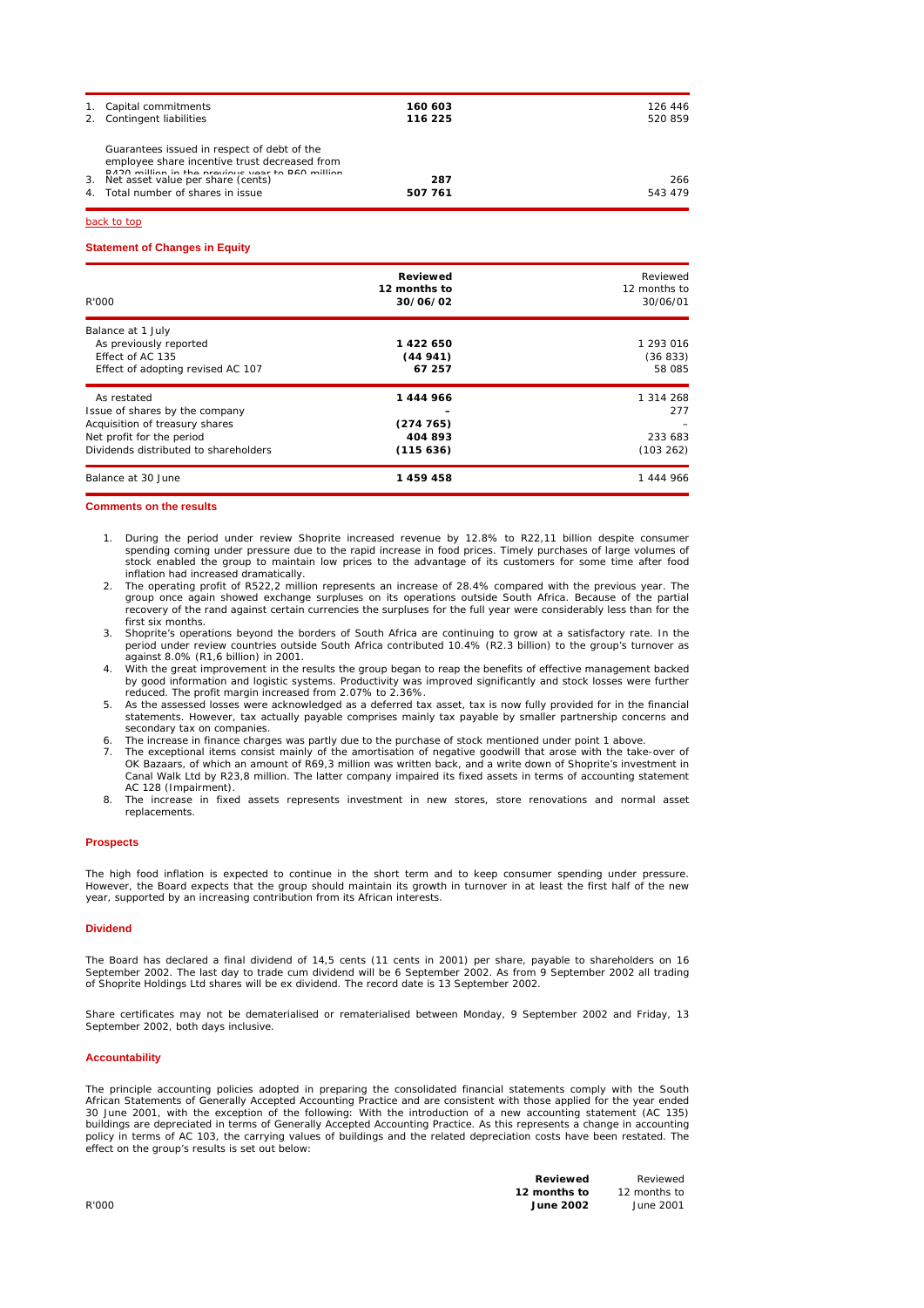| | | |
|---|---|---|
| 1. Capital commitments | **160 603** | 126 446 |
| 2. Contingent liabilities | **116 225** | 520 859 |
| Guarantees issued in respect of debt of the employee share incentive trust decreased from R420 million in the previous year to R60 million | | |
| 3. Net asset value per share (cents) | **287** | 266 |
| 4. Total number of shares in issue | **507 761** | 543 479 |

back to top

### Statement of Changes in Equity

| R'000 | **Reviewed 12 months to 30/06/02** | Reviewed 12 months to 30/06/01 |
|---|---|---|
| Balance at 1 July | | |
| As previously reported | **1 422 650** | 1 293 016 |
| Effect of AC 135 | **(44 941)** | (36 833) |
| Effect of adopting revised AC 107 | **67 257** | 58 085 |
| As restated | **1 444 966** | 1 314 268 |
| Issue of shares by the company | **–** | 277 |
| Acquisition of treasury shares | **(274 765)** | – |
| Net profit for the period | **404 893** | 233 683 |
| Dividends distributed to shareholders | **(115 636)** | (103 262) |
| Balance at 30 June | **1 459 458** | 1 444 966 |

### Comments on the results

1. During the period under review Shoprite increased revenue by 12.8% to R22,11 billion despite consumer spending coming under pressure due to the rapid increase in food prices. Timely purchases of large volumes of stock enabled the group to maintain low prices to the advantage of its customers for some time after food inflation had increased dramatically.
2. The operating profit of R522,2 million represents an increase of 28.4% compared with the previous year. The group once again showed exchange surpluses on its operations outside South Africa. Because of the partial recovery of the rand against certain currencies the surpluses for the full year were considerably less than for the first six months.
3. Shoprite's operations beyond the borders of South Africa are continuing to grow at a satisfactory rate. In the period under review countries outside South Africa contributed 10.4% (R2.3 billion) to the group's turnover as against 8.0% (R1,6 billion) in 2001.
4. With the great improvement in the results the group began to reap the benefits of effective management backed by good information and logistic systems. Productivity was improved significantly and stock losses were further reduced. The profit margin increased from 2.07% to 2.36%.
5. As the assessed losses were acknowledged as a deferred tax asset, tax is now fully provided for in the financial statements. However, tax actually payable comprises mainly tax payable by smaller partnership concerns and secondary tax on companies.
6. The increase in finance charges was partly due to the purchase of stock mentioned under point 1 above.
7. The exceptional items consist mainly of the amortisation of negative goodwill that arose with the take-over of OK Bazaars, of which an amount of R69,3 million was written back, and a write down of Shoprite's investment in Canal Walk Ltd by R23,8 million. The latter company impaired its fixed assets in terms of accounting statement AC 128 (Impairment).
8. The increase in fixed assets represents investment in new stores, store renovations and normal asset replacements.

### Prospects

The high food inflation is expected to continue in the short term and to keep consumer spending under pressure. However, the Board expects that the group should maintain its growth in turnover in at least the first half of the new year, supported by an increasing contribution from its African interests.

### Dividend

The Board has declared a final dividend of 14,5 cents (11 cents in 2001) per share, payable to shareholders on 16 September 2002. The last day to trade cum dividend will be 6 September 2002. As from 9 September 2002 all trading of Shoprite Holdings Ltd shares will be ex dividend. The record date is 13 September 2002.

Share certificates may not be dematerialised or rematerialised between Monday, 9 September 2002 and Friday, 13 September 2002, both days inclusive.

### Accountability

The principle accounting policies adopted in preparing the consolidated financial statements comply with the South African Statements of Generally Accepted Accounting Practice and are consistent with those applied for the year ended 30 June 2001, with the exception of the following: With the introduction of a new accounting statement (AC 135) buildings are depreciated in terms of Generally Accepted Accounting Practice. As this represents a change in accounting policy in terms of AC 103, the carrying values of buildings and the related depreciation costs have been restated. The effect on the group's results is set out below:

| R'000 | **Reviewed 12 months to June 2002** | Reviewed 12 months to June 2001 |
|---|---|---|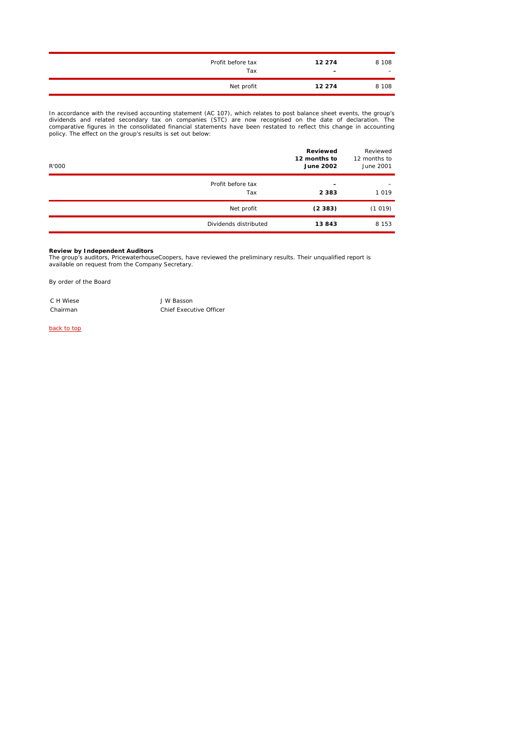| | | |
|---|---|---|
| Profit before tax | **12 274** | 8 108 |
| Tax | **–** | – |
| Net profit | **12 274** | 8 108 |

In accordance with the revised accounting statement (AC 107), which relates to post balance sheet events, the group's dividends and related secondary tax on companies (STC) are now recognised on the date of declaration. The comparative figures in the consolidated financial statements have been restated to reflect this change in accounting policy. The effect on the group's results is set out below:

| R'000 | **Reviewed 12 months to June 2002** | Reviewed 12 months to June 2001 |
|---|---|---|
| Profit before tax | **–** | – |
| Tax | **2 383** | 1 019 |
| Net profit | **(2 383)** | (1 019) |
| Dividends distributed | **13 843** | 8 153 |

**Review by Independent Auditors**
The group's auditors, PricewaterhouseCoopers, have reviewed the preliminary results. Their unqualified report is available on request from the Company Secretary.

By order of the Board

C H Wiese
Chairman

J W Basson
Chief Executive Officer

back to top